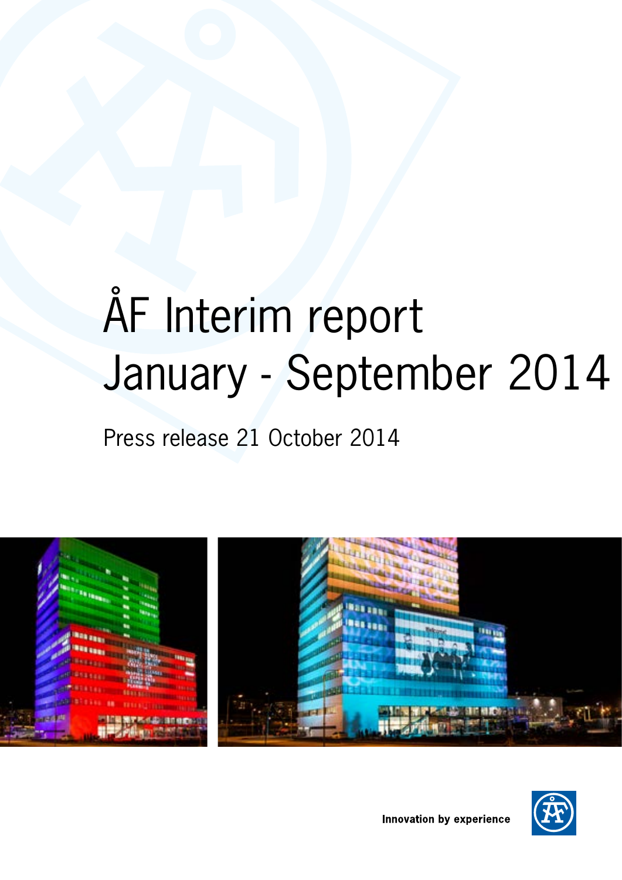# ÅF Interim report January - September 2014

Press release 21 October 2014

Innovation by experience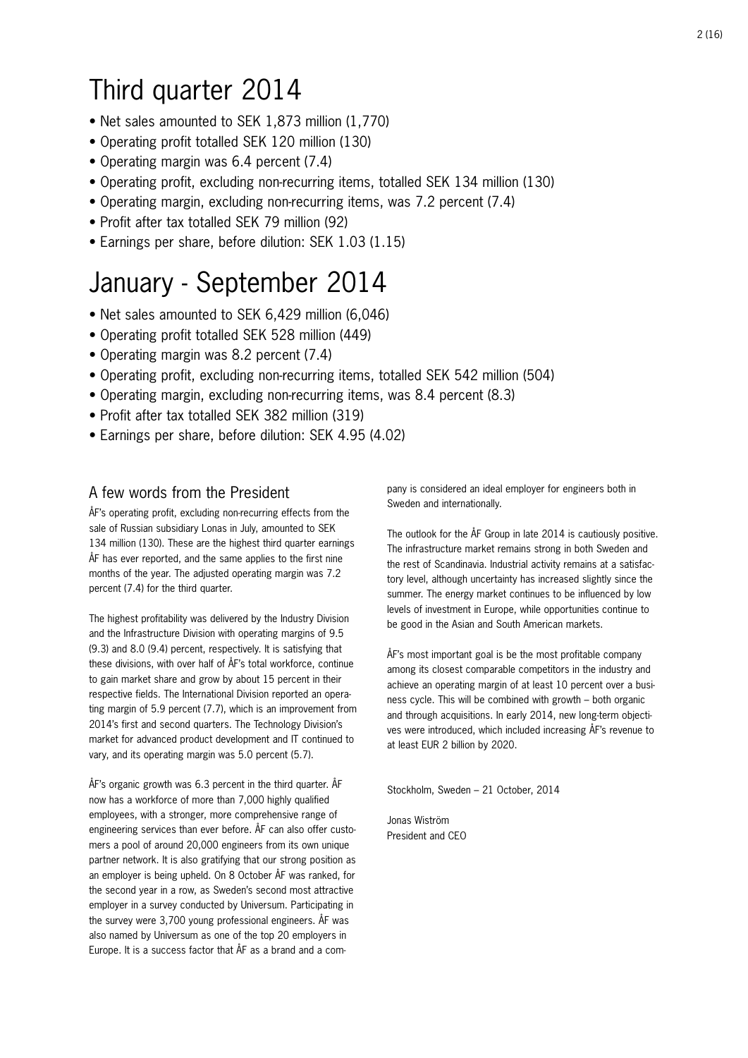# Third quarter 2014

- Net sales amounted to SEK 1,873 million (1,770)
- Operating profit totalled SEK 120 million (130)
- Operating margin was 6.4 percent (7.4)
- Operating profit, excluding non-recurring items, totalled SEK 134 million (130)
- Operating margin, excluding non-recurring items, was 7.2 percent (7.4)
- Profit after tax totalled SEK 79 million (92)
- Earnings per share, before dilution: SEK 1.03 (1.15)

# January - September 2014

- Net sales amounted to SEK 6,429 million (6,046)
- Operating profit totalled SEK 528 million (449)
- Operating margin was 8.2 percent (7.4)
- Operating profit, excluding non-recurring items, totalled SEK 542 million (504)
- Operating margin, excluding non-recurring items, was 8.4 percent (8.3)
- Profit after tax totalled SEK 382 million (319)
- Earnings per share, before dilution: SEK 4.95 (4.02)

## A few words from the President

ÅF's operating profit, excluding non-recurring effects from the sale of Russian subsidiary Lonas in July, amounted to SEK 134 million (130). These are the highest third quarter earnings ÅF has ever reported, and the same applies to the first nine months of the year. The adjusted operating margin was 7.2 percent (7.4) for the third quarter.

The highest profitability was delivered by the Industry Division and the Infrastructure Division with operating margins of 9.5 (9.3) and 8.0 (9.4) percent, respectively. It is satisfying that these divisions, with over half of ÅF's total workforce, continue to gain market share and grow by about 15 percent in their respective fields. The International Division reported an operating margin of 5.9 percent (7.7), which is an improvement from 2014's first and second quarters. The Technology Division's market for advanced product development and IT continued to vary, and its operating margin was 5.0 percent (5.7).

ÅF's organic growth was 6.3 percent in the third quarter. ÅF now has a workforce of more than 7,000 highly qualified employees, with a stronger, more comprehensive range of engineering services than ever before. ÅF can also offer customers a pool of around 20,000 engineers from its own unique partner network. It is also gratifying that our strong position as an employer is being upheld. On 8 October ÅF was ranked, for the second year in a row, as Sweden's second most attractive employer in a survey conducted by Universum. Participating in the survey were 3,700 young professional engineers. ÅF was also named by Universum as one of the top 20 employers in Europe. It is a success factor that ÅF as a brand and a company is considered an ideal employer for engineers both in Sweden and internationally.

The outlook for the ÅF Group in late 2014 is cautiously positive. The infrastructure market remains strong in both Sweden and the rest of Scandinavia. Industrial activity remains at a satisfactory level, although uncertainty has increased slightly since the summer. The energy market continues to be influenced by low levels of investment in Europe, while opportunities continue to be good in the Asian and South American markets.

ÅF's most important goal is be the most profitable company among its closest comparable competitors in the industry and achieve an operating margin of at least 10 percent over a business cycle. This will be combined with growth – both organic and through acquisitions. In early 2014, new long-term objectives were introduced, which included increasing ÅF's revenue to at least EUR 2 billion by 2020.

Stockholm, Sweden – 21 October, 2014

Jonas Wiström
President and CEO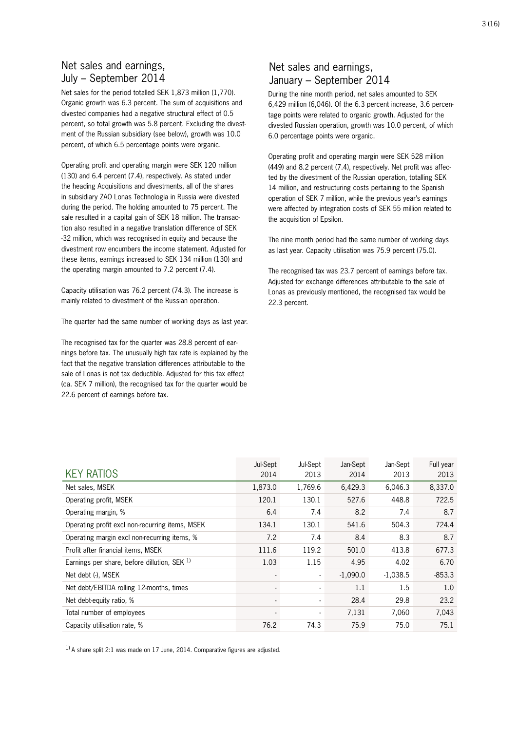## Net sales and earnings, July – September 2014

Net sales for the period totalled SEK 1,873 million (1,770). Organic growth was 6.3 percent. The sum of acquisitions and divested companies had a negative structural effect of 0.5 percent, so total growth was 5.8 percent. Excluding the divestment of the Russian subsidiary (see below), growth was 10.0 percent, of which 6.5 percentage points were organic.

Operating profit and operating margin were SEK 120 million (130) and 6.4 percent (7.4), respectively. As stated under the heading Acquisitions and divestments, all of the shares in subsidiary ZAO Lonas Technologia in Russia were divested during the period. The holding amounted to 75 percent. The sale resulted in a capital gain of SEK 18 million. The transaction also resulted in a negative translation difference of SEK -32 million, which was recognised in equity and because the divestment row encumbers the income statement. Adjusted for these items, earnings increased to SEK 134 million (130) and the operating margin amounted to 7.2 percent (7.4).

Capacity utilisation was 76.2 percent (74.3). The increase is mainly related to divestment of the Russian operation.

The quarter had the same number of working days as last year.

The recognised tax for the quarter was 28.8 percent of earnings before tax. The unusually high tax rate is explained by the fact that the negative translation differences attributable to the sale of Lonas is not tax deductible. Adjusted for this tax effect (ca. SEK 7 million), the recognised tax for the quarter would be 22.6 percent of earnings before tax.

## Net sales and earnings, January – September 2014

During the nine month period, net sales amounted to SEK 6,429 million (6,046). Of the 6.3 percent increase, 3.6 percentage points were related to organic growth. Adjusted for the divested Russian operation, growth was 10.0 percent, of which 6.0 percentage points were organic.

Operating profit and operating margin were SEK 528 million (449) and 8.2 percent (7.4), respectively. Net profit was affected by the divestment of the Russian operation, totalling SEK 14 million, and restructuring costs pertaining to the Spanish operation of SEK 7 million, while the previous year's earnings were affected by integration costs of SEK 55 million related to the acquisition of Epsilon.

The nine month period had the same number of working days as last year. Capacity utilisation was 75.9 percent (75.0).

The recognised tax was 23.7 percent of earnings before tax. Adjusted for exchange differences attributable to the sale of Lonas as previously mentioned, the recognised tax would be 22.3 percent.

| KEY RATIOS | Jul-Sept 2014 | Jul-Sept 2013 | Jan-Sept 2014 | Jan-Sept 2013 | Full year 2013 |
|---|---|---|---|---|---|
| Net sales, MSEK | 1,873.0 | 1,769.6 | 6,429.3 | 6,046.3 | 8,337.0 |
| Operating profit, MSEK | 120.1 | 130.1 | 527.6 | 448.8 | 722.5 |
| Operating margin, % | 6.4 | 7.4 | 8.2 | 7.4 | 8.7 |
| Operating profit excl non-recurring items, MSEK | 134.1 | 130.1 | 541.6 | 504.3 | 724.4 |
| Operating margin excl non-recurring items, % | 7.2 | 7.4 | 8.4 | 8.3 | 8.7 |
| Profit after financial items, MSEK | 111.6 | 119.2 | 501.0 | 413.8 | 677.3 |
| Earnings per share, before dillution, SEK [1] | 1.03 | 1.15 | 4.95 | 4.02 | 6.70 |
| Net debt (-), MSEK | - | - | -1,090.0 | -1,038.5 | -853.3 |
| Net debt/EBITDA rolling 12-months, times | - | - | 1.1 | 1.5 | 1.0 |
| Net debt-equity ratio, % | - | - | 28.4 | 29.8 | 23.2 |
| Total number of employees | - | - | 7,131 | 7,060 | 7,043 |
| Capacity utilisation rate, % | 76.2 | 74.3 | 75.9 | 75.0 | 75.1 |

[1] A share split 2:1 was made on 17 June, 2014. Comparative figures are adjusted.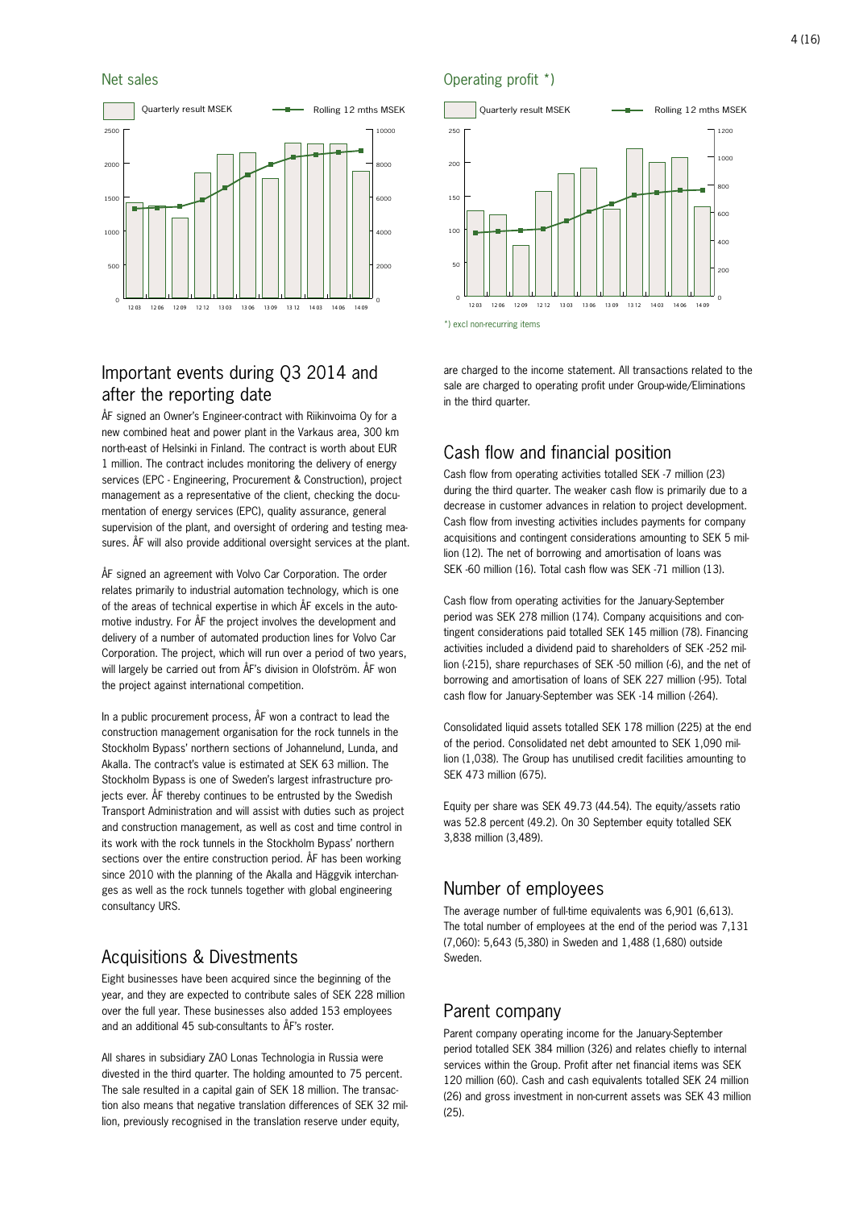## Net sales

Quarterly result MSEK — Rolling 12 mths MSEK

## Operating profit *)

Quarterly result MSEK — Rolling 12 mths MSEK

*) excl non-recurring items

## Important events during Q3 2014 and after the reporting date

ÅF signed an Owner's Engineer-contract with Riikinvoima Oy for a new combined heat and power plant in the Varkaus area, 300 km north-east of Helsinki in Finland. The contract is worth about EUR 1 million. The contract includes monitoring the delivery of energy services (EPC - Engineering, Procurement & Construction), project management as a representative of the client, checking the documentation of energy services (EPC), quality assurance, general supervision of the plant, and oversight of ordering and testing measures. ÅF will also provide additional oversight services at the plant.

ÅF signed an agreement with Volvo Car Corporation. The order relates primarily to industrial automation technology, which is one of the areas of technical expertise in which ÅF excels in the automotive industry. For ÅF the project involves the development and delivery of a number of automated production lines for Volvo Car Corporation. The project, which will run over a period of two years, will largely be carried out from ÅF's division in Olofström. ÅF won the project against international competition.

In a public procurement process, ÅF won a contract to lead the construction management organisation for the rock tunnels in the Stockholm Bypass' northern sections of Johannelund, Lunda, and Akalla. The contract's value is estimated at SEK 63 million. The Stockholm Bypass is one of Sweden's largest infrastructure projects ever. ÅF thereby continues to be entrusted by the Swedish Transport Administration and will assist with duties such as project and construction management, as well as cost and time control in its work with the rock tunnels in the Stockholm Bypass' northern sections over the entire construction period. ÅF has been working since 2010 with the planning of the Akalla and Häggvik interchanges as well as the rock tunnels together with global engineering consultancy URS.

## Acquisitions & Divestments

Eight businesses have been acquired since the beginning of the year, and they are expected to contribute sales of SEK 228 million over the full year. These businesses also added 153 employees and an additional 45 sub-consultants to ÅF's roster.

All shares in subsidiary ZAO Lonas Technologia in Russia were divested in the third quarter. The holding amounted to 75 percent. The sale resulted in a capital gain of SEK 18 million. The transaction also means that negative translation differences of SEK 32 million, previously recognised in the translation reserve under equity, are charged to the income statement. All transactions related to the sale are charged to operating profit under Group-wide/Eliminations in the third quarter.

## Cash flow and financial position

Cash flow from operating activities totalled SEK -7 million (23) during the third quarter. The weaker cash flow is primarily due to a decrease in customer advances in relation to project development. Cash flow from investing activities includes payments for company acquisitions and contingent considerations amounting to SEK 5 million (12). The net of borrowing and amortisation of loans was SEK -60 million (16). Total cash flow was SEK -71 million (13).

Cash flow from operating activities for the January-September period was SEK 278 million (174). Company acquisitions and contingent considerations paid totalled SEK 145 million (78). Financing activities included a dividend paid to shareholders of SEK -252 million (-215), share repurchases of SEK -50 million (-6), and the net of borrowing and amortisation of loans of SEK 227 million (-95). Total cash flow for January-September was SEK -14 million (-264).

Consolidated liquid assets totalled SEK 178 million (225) at the end of the period. Consolidated net debt amounted to SEK 1,090 million (1,038). The Group has unutilised credit facilities amounting to SEK 473 million (675).

Equity per share was SEK 49.73 (44.54). The equity/assets ratio was 52.8 percent (49.2). On 30 September equity totalled SEK 3,838 million (3,489).

## Number of employees

The average number of full-time equivalents was 6,901 (6,613). The total number of employees at the end of the period was 7,131 (7,060): 5,643 (5,380) in Sweden and 1,488 (1,680) outside Sweden.

## Parent company

Parent company operating income for the January-September period totalled SEK 384 million (326) and relates chiefly to internal services within the Group. Profit after net financial items was SEK 120 million (60). Cash and cash equivalents totalled SEK 24 million (26) and gross investment in non-current assets was SEK 43 million (25).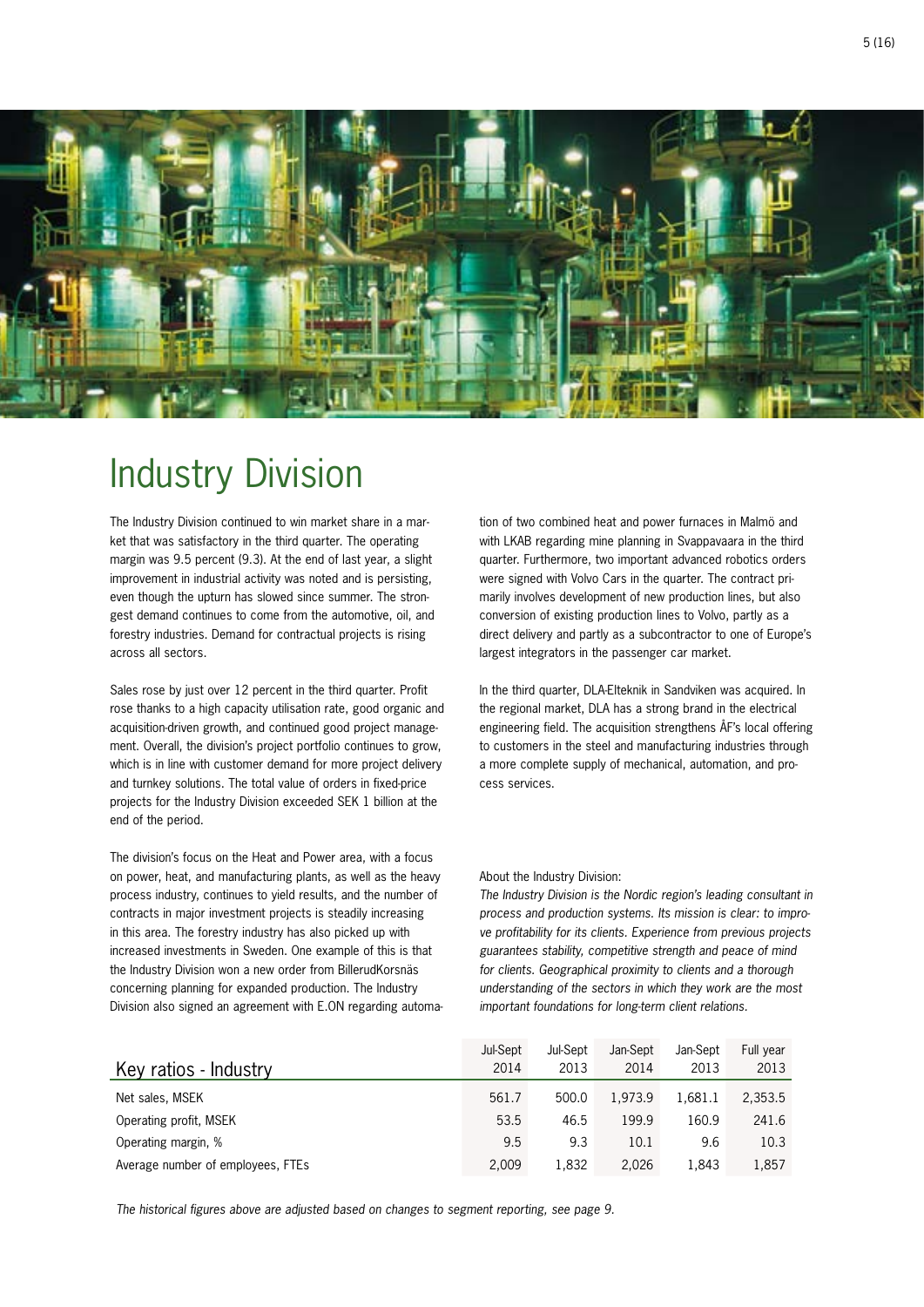# Industry Division

The Industry Division continued to win market share in a market that was satisfactory in the third quarter. The operating margin was 9.5 percent (9.3). At the end of last year, a slight improvement in industrial activity was noted and is persisting, even though the upturn has slowed since summer. The strongest demand continues to come from the automotive, oil, and forestry industries. Demand for contractual projects is rising across all sectors.

Sales rose by just over 12 percent in the third quarter. Profit rose thanks to a high capacity utilisation rate, good organic and acquisition-driven growth, and continued good project management. Overall, the division's project portfolio continues to grow, which is in line with customer demand for more project delivery and turnkey solutions. The total value of orders in fixed-price projects for the Industry Division exceeded SEK 1 billion at the end of the period.

The division's focus on the Heat and Power area, with a focus on power, heat, and manufacturing plants, as well as the heavy process industry, continues to yield results, and the number of contracts in major investment projects is steadily increasing in this area. The forestry industry has also picked up with increased investments in Sweden. One example of this is that the Industry Division won a new order from BillerudKorsnäs concerning planning for expanded production. The Industry Division also signed an agreement with E.ON regarding automation of two combined heat and power furnaces in Malmö and with LKAB regarding mine planning in Svappavaara in the third quarter. Furthermore, two important advanced robotics orders were signed with Volvo Cars in the quarter. The contract primarily involves development of new production lines, but also conversion of existing production lines to Volvo, partly as a direct delivery and partly as a subcontractor to one of Europe's largest integrators in the passenger car market.

In the third quarter, DLA-Elteknik in Sandviken was acquired. In the regional market, DLA has a strong brand in the electrical engineering field. The acquisition strengthens ÅF's local offering to customers in the steel and manufacturing industries through a more complete supply of mechanical, automation, and process services.

About the Industry Division:

*The Industry Division is the Nordic region's leading consultant in process and production systems. Its mission is clear: to improve profitability for its clients. Experience from previous projects guarantees stability, competitive strength and peace of mind for clients. Geographical proximity to clients and a thorough understanding of the sectors in which they work are the most important foundations for long-term client relations.*

| Key ratios - Industry | Jul-Sept 2014 | Jul-Sept 2013 | Jan-Sept 2014 | Jan-Sept 2013 | Full year 2013 |
|---|---|---|---|---|---|
| Net sales, MSEK | 561.7 | 500.0 | 1,973.9 | 1,681.1 | 2,353.5 |
| Operating profit, MSEK | 53.5 | 46.5 | 199.9 | 160.9 | 241.6 |
| Operating margin, % | 9.5 | 9.3 | 10.1 | 9.6 | 10.3 |
| Average number of employees, FTEs | 2,009 | 1,832 | 2,026 | 1,843 | 1,857 |

*The historical figures above are adjusted based on changes to segment reporting, see page 9.*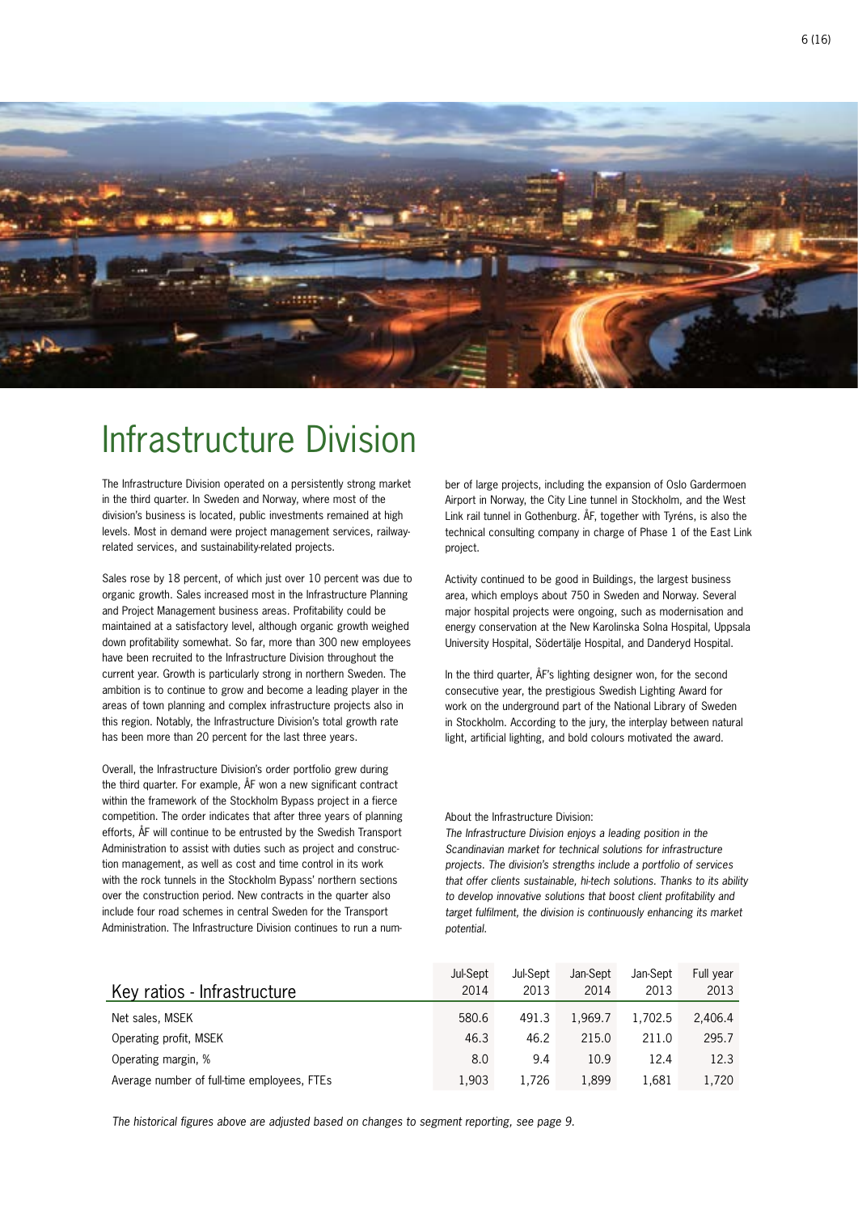# Infrastructure Division

The Infrastructure Division operated on a persistently strong market in the third quarter. In Sweden and Norway, where most of the division's business is located, public investments remained at high levels. Most in demand were project management services, railway-related services, and sustainability-related projects.

Sales rose by 18 percent, of which just over 10 percent was due to organic growth. Sales increased most in the Infrastructure Planning and Project Management business areas. Profitability could be maintained at a satisfactory level, although organic growth weighed down profitability somewhat. So far, more than 300 new employees have been recruited to the Infrastructure Division throughout the current year. Growth is particularly strong in northern Sweden. The ambition is to continue to grow and become a leading player in the areas of town planning and complex infrastructure projects also in this region. Notably, the Infrastructure Division's total growth rate has been more than 20 percent for the last three years.

Overall, the Infrastructure Division's order portfolio grew during the third quarter. For example, ÅF won a new significant contract within the framework of the Stockholm Bypass project in a fierce competition. The order indicates that after three years of planning efforts, ÅF will continue to be entrusted by the Swedish Transport Administration to assist with duties such as project and construction management, as well as cost and time control in its work with the rock tunnels in the Stockholm Bypass' northern sections over the construction period. New contracts in the quarter also include four road schemes in central Sweden for the Transport Administration. The Infrastructure Division continues to run a number of large projects, including the expansion of Oslo Gardermoen Airport in Norway, the City Line tunnel in Stockholm, and the West Link rail tunnel in Gothenburg. ÅF, together with Tyréns, is also the technical consulting company in charge of Phase 1 of the East Link project.

Activity continued to be good in Buildings, the largest business area, which employs about 750 in Sweden and Norway. Several major hospital projects were ongoing, such as modernisation and energy conservation at the New Karolinska Solna Hospital, Uppsala University Hospital, Södertälje Hospital, and Danderyd Hospital.

In the third quarter, ÅF's lighting designer won, for the second consecutive year, the prestigious Swedish Lighting Award for work on the underground part of the National Library of Sweden in Stockholm. According to the jury, the interplay between natural light, artificial lighting, and bold colours motivated the award.

About the Infrastructure Division:

*The Infrastructure Division enjoys a leading position in the Scandinavian market for technical solutions for infrastructure projects. The division's strengths include a portfolio of services that offer clients sustainable, hi-tech solutions. Thanks to its ability to develop innovative solutions that boost client profitability and target fulfilment, the division is continuously enhancing its market potential.*

| Key ratios - Infrastructure | Jul-Sept 2014 | Jul-Sept 2013 | Jan-Sept 2014 | Jan-Sept 2013 | Full year 2013 |
|---|---|---|---|---|---|
| Net sales, MSEK | 580.6 | 491.3 | 1,969.7 | 1,702.5 | 2,406.4 |
| Operating profit, MSEK | 46.3 | 46.2 | 215.0 | 211.0 | 295.7 |
| Operating margin, % | 8.0 | 9.4 | 10.9 | 12.4 | 12.3 |
| Average number of full-time employees, FTEs | 1,903 | 1,726 | 1,899 | 1,681 | 1,720 |

*The historical figures above are adjusted based on changes to segment reporting, see page 9.*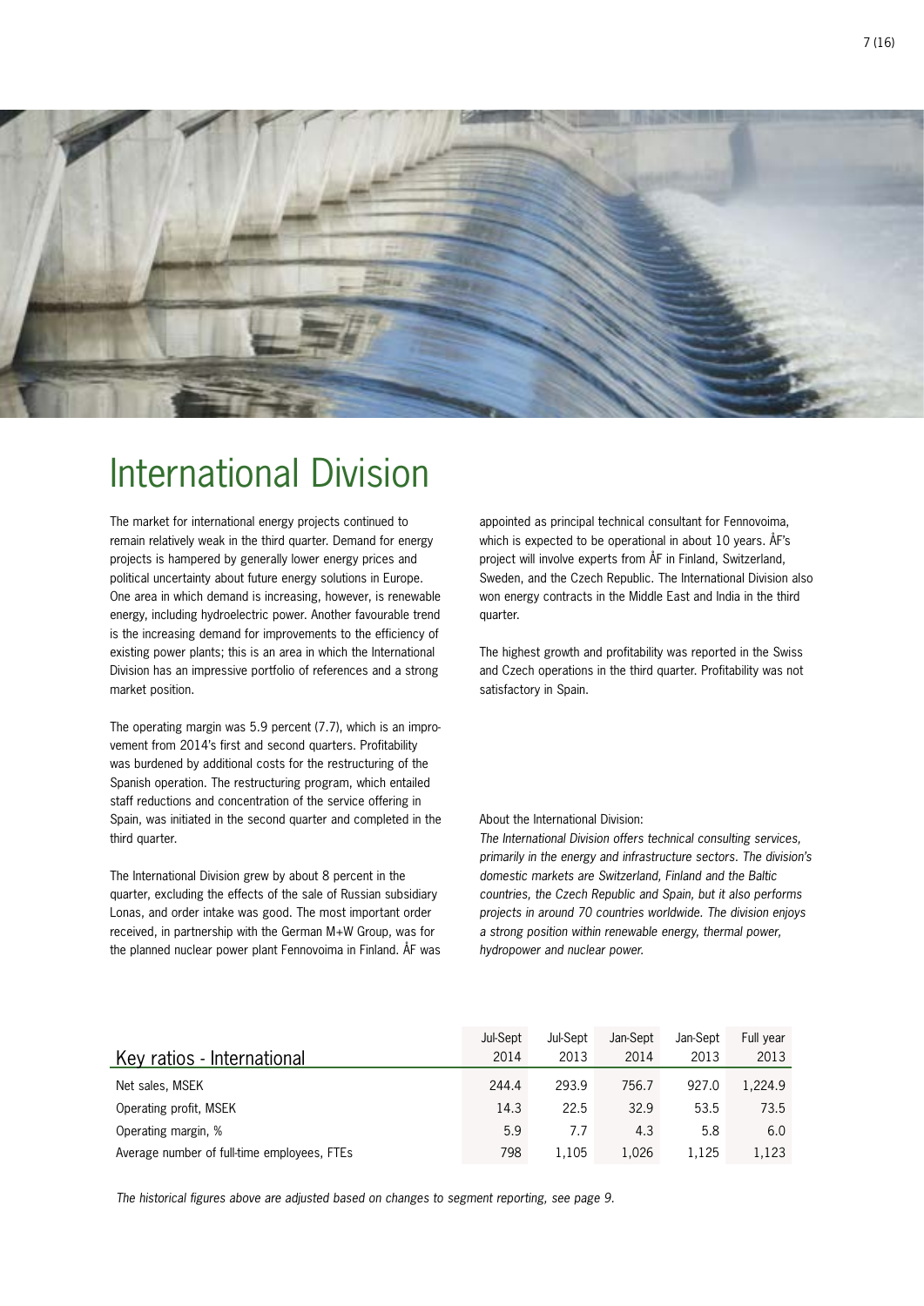# International Division

The market for international energy projects continued to remain relatively weak in the third quarter. Demand for energy projects is hampered by generally lower energy prices and political uncertainty about future energy solutions in Europe. One area in which demand is increasing, however, is renewable energy, including hydroelectric power. Another favourable trend is the increasing demand for improvements to the efficiency of existing power plants; this is an area in which the International Division has an impressive portfolio of references and a strong market position.

The operating margin was 5.9 percent (7.7), which is an improvement from 2014's first and second quarters. Profitability was burdened by additional costs for the restructuring of the Spanish operation. The restructuring program, which entailed staff reductions and concentration of the service offering in Spain, was initiated in the second quarter and completed in the third quarter.

The International Division grew by about 8 percent in the quarter, excluding the effects of the sale of Russian subsidiary Lonas, and order intake was good. The most important order received, in partnership with the German M+W Group, was for the planned nuclear power plant Fennovoima in Finland. ÅF was appointed as principal technical consultant for Fennovoima, which is expected to be operational in about 10 years. ÅF's project will involve experts from ÅF in Finland, Switzerland, Sweden, and the Czech Republic. The International Division also won energy contracts in the Middle East and India in the third quarter.

The highest growth and profitability was reported in the Swiss and Czech operations in the third quarter. Profitability was not satisfactory in Spain.

About the International Division:
*The International Division offers technical consulting services, primarily in the energy and infrastructure sectors. The division's domestic markets are Switzerland, Finland and the Baltic countries, the Czech Republic and Spain, but it also performs projects in around 70 countries worldwide. The division enjoys a strong position within renewable energy, thermal power, hydropower and nuclear power.*

| Key ratios - International | Jul-Sept 2014 | Jul-Sept 2013 | Jan-Sept 2014 | Jan-Sept 2013 | Full year 2013 |
|---|---|---|---|---|---|
| Net sales, MSEK | 244.4 | 293.9 | 756.7 | 927.0 | 1,224.9 |
| Operating profit, MSEK | 14.3 | 22.5 | 32.9 | 53.5 | 73.5 |
| Operating margin, % | 5.9 | 7.7 | 4.3 | 5.8 | 6.0 |
| Average number of full-time employees, FTEs | 798 | 1,105 | 1,026 | 1,125 | 1,123 |

*The historical figures above are adjusted based on changes to segment reporting, see page 9.*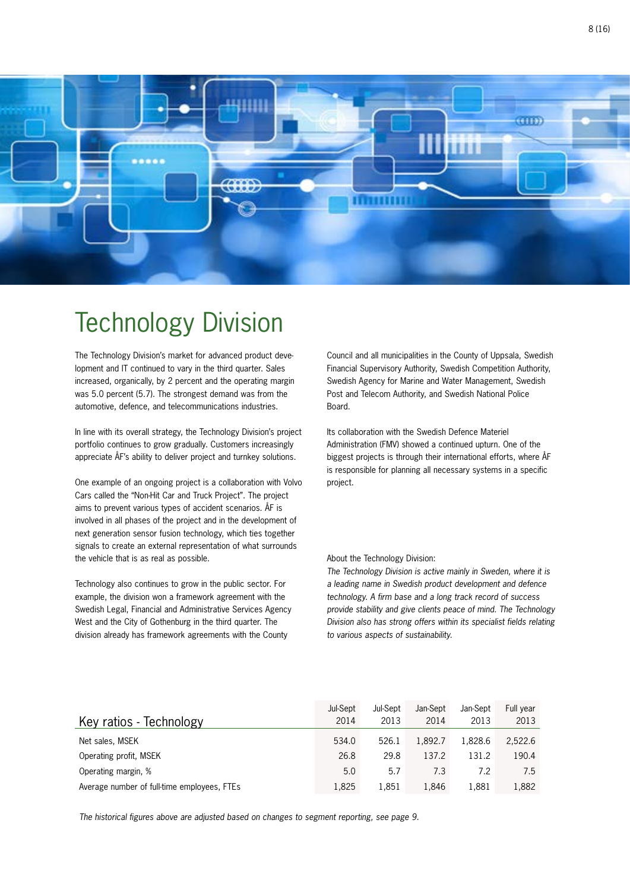# Technology Division

The Technology Division's market for advanced product development and IT continued to vary in the third quarter. Sales increased, organically, by 2 percent and the operating margin was 5.0 percent (5.7). The strongest demand was from the automotive, defence, and telecommunications industries.

In line with its overall strategy, the Technology Division's project portfolio continues to grow gradually. Customers increasingly appreciate ÅF's ability to deliver project and turnkey solutions.

One example of an ongoing project is a collaboration with Volvo Cars called the "Non-Hit Car and Truck Project". The project aims to prevent various types of accident scenarios. ÅF is involved in all phases of the project and in the development of next generation sensor fusion technology, which ties together signals to create an external representation of what surrounds the vehicle that is as real as possible.

Technology also continues to grow in the public sector. For example, the division won a framework agreement with the Swedish Legal, Financial and Administrative Services Agency West and the City of Gothenburg in the third quarter. The division already has framework agreements with the County Council and all municipalities in the County of Uppsala, Swedish Financial Supervisory Authority, Swedish Competition Authority, Swedish Agency for Marine and Water Management, Swedish Post and Telecom Authority, and Swedish National Police Board.

Its collaboration with the Swedish Defence Materiel Administration (FMV) showed a continued upturn. One of the biggest projects is through their international efforts, where ÅF is responsible for planning all necessary systems in a specific project.

About the Technology Division:

*The Technology Division is active mainly in Sweden, where it is a leading name in Swedish product development and defence technology. A firm base and a long track record of success provide stability and give clients peace of mind. The Technology Division also has strong offers within its specialist fields relating to various aspects of sustainability.*

| Key ratios - Technology | Jul-Sept 2014 | Jul-Sept 2013 | Jan-Sept 2014 | Jan-Sept 2013 | Full year 2013 |
|---|---|---|---|---|---|
| Net sales, MSEK | 534.0 | 526.1 | 1,892.7 | 1,828.6 | 2,522.6 |
| Operating profit, MSEK | 26.8 | 29.8 | 137.2 | 131.2 | 190.4 |
| Operating margin, % | 5.0 | 5.7 | 7.3 | 7.2 | 7.5 |
| Average number of full-time employees, FTEs | 1,825 | 1,851 | 1,846 | 1,881 | 1,882 |

*The historical figures above are adjusted based on changes to segment reporting, see page 9.*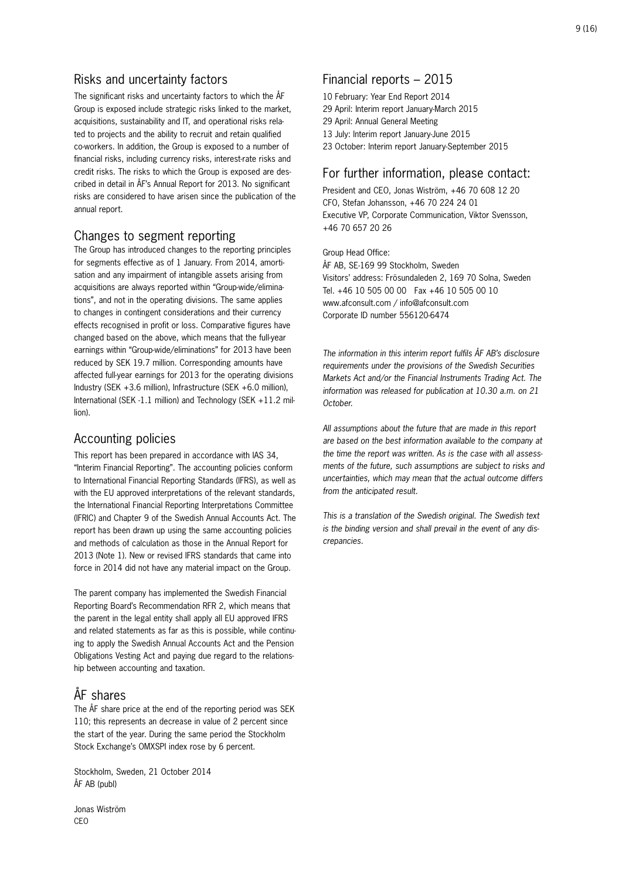## Risks and uncertainty factors

The significant risks and uncertainty factors to which the ÅF Group is exposed include strategic risks linked to the market, acquisitions, sustainability and IT, and operational risks related to projects and the ability to recruit and retain qualified co-workers. In addition, the Group is exposed to a number of financial risks, including currency risks, interest-rate risks and credit risks. The risks to which the Group is exposed are described in detail in ÅF's Annual Report for 2013. No significant risks are considered to have arisen since the publication of the annual report.

## Changes to segment reporting

The Group has introduced changes to the reporting principles for segments effective as of 1 January. From 2014, amortisation and any impairment of intangible assets arising from acquisitions are always reported within "Group-wide/eliminations", and not in the operating divisions. The same applies to changes in contingent considerations and their currency effects recognised in profit or loss. Comparative figures have changed based on the above, which means that the full-year earnings within "Group-wide/eliminations" for 2013 have been reduced by SEK 19.7 million. Corresponding amounts have affected full-year earnings for 2013 for the operating divisions Industry (SEK +3.6 million), Infrastructure (SEK +6.0 million), International (SEK -1.1 million) and Technology (SEK +11.2 million).

## Accounting policies

This report has been prepared in accordance with IAS 34, "Interim Financial Reporting". The accounting policies conform to International Financial Reporting Standards (IFRS), as well as with the EU approved interpretations of the relevant standards, the International Financial Reporting Interpretations Committee (IFRIC) and Chapter 9 of the Swedish Annual Accounts Act. The report has been drawn up using the same accounting policies and methods of calculation as those in the Annual Report for 2013 (Note 1). New or revised IFRS standards that came into force in 2014 did not have any material impact on the Group.

The parent company has implemented the Swedish Financial Reporting Board's Recommendation RFR 2, which means that the parent in the legal entity shall apply all EU approved IFRS and related statements as far as this is possible, while continuing to apply the Swedish Annual Accounts Act and the Pension Obligations Vesting Act and paying due regard to the relationship between accounting and taxation.

## ÅF shares

The ÅF share price at the end of the reporting period was SEK 110; this represents an decrease in value of 2 percent since the start of the year. During the same period the Stockholm Stock Exchange's OMXSPI index rose by 6 percent.

Stockholm, Sweden, 21 October 2014
ÅF AB (publ)

Jonas Wiström
CEO

## Financial reports – 2015

10 February: Year End Report 2014
29 April: Interim report January-March 2015
29 April: Annual General Meeting
13 July: Interim report January-June 2015
23 October: Interim report January-September 2015

## For further information, please contact:

President and CEO, Jonas Wiström, +46 70 608 12 20
CFO, Stefan Johansson, +46 70 224 24 01
Executive VP, Corporate Communication, Viktor Svensson, +46 70 657 20 26

Group Head Office:
ÅF AB, SE-169 99 Stockholm, Sweden
Visitors' address: Frösundaleden 2, 169 70 Solna, Sweden
Tel. +46 10 505 00 00 Fax +46 10 505 00 10
www.afconsult.com / info@afconsult.com
Corporate ID number 556120-6474

*The information in this interim report fulfils ÅF AB's disclosure requirements under the provisions of the Swedish Securities Markets Act and/or the Financial Instruments Trading Act. The information was released for publication at 10.30 a.m. on 21 October.*

*All assumptions about the future that are made in this report are based on the best information available to the company at the time the report was written. As is the case with all assessments of the future, such assumptions are subject to risks and uncertainties, which may mean that the actual outcome differs from the anticipated result.*

*This is a translation of the Swedish original. The Swedish text is the binding version and shall prevail in the event of any discrepancies.*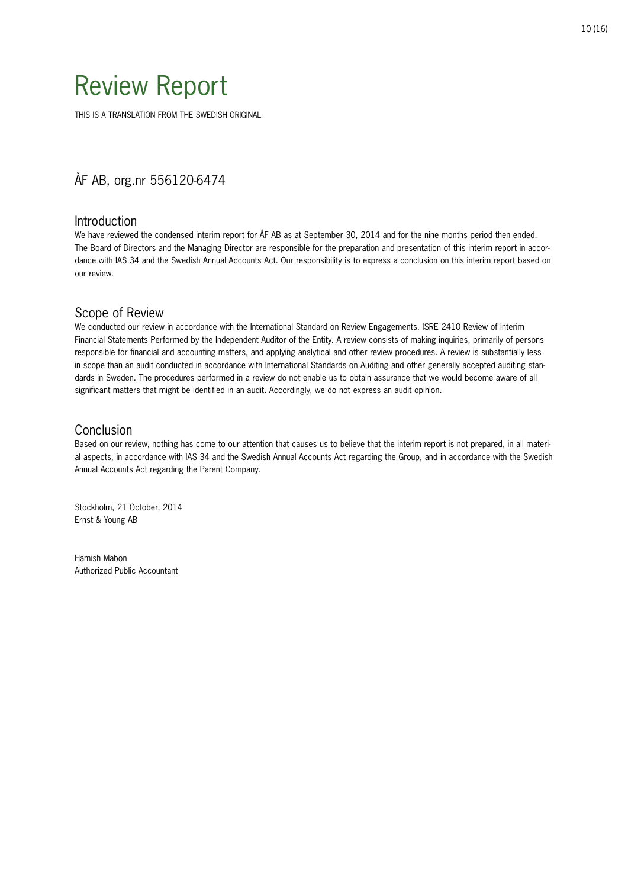# Review Report

THIS IS A TRANSLATION FROM THE SWEDISH ORIGINAL

## ÅF AB, org.nr 556120-6474

### Introduction

We have reviewed the condensed interim report for ÅF AB as at September 30, 2014 and for the nine months period then ended. The Board of Directors and the Managing Director are responsible for the preparation and presentation of this interim report in accordance with IAS 34 and the Swedish Annual Accounts Act. Our responsibility is to express a conclusion on this interim report based on our review.

### Scope of Review

We conducted our review in accordance with the International Standard on Review Engagements, ISRE 2410 Review of Interim Financial Statements Performed by the Independent Auditor of the Entity. A review consists of making inquiries, primarily of persons responsible for financial and accounting matters, and applying analytical and other review procedures. A review is substantially less in scope than an audit conducted in accordance with International Standards on Auditing and other generally accepted auditing standards in Sweden. The procedures performed in a review do not enable us to obtain assurance that we would become aware of all significant matters that might be identified in an audit. Accordingly, we do not express an audit opinion.

### Conclusion

Based on our review, nothing has come to our attention that causes us to believe that the interim report is not prepared, in all material aspects, in accordance with IAS 34 and the Swedish Annual Accounts Act regarding the Group, and in accordance with the Swedish Annual Accounts Act regarding the Parent Company.

Stockholm, 21 October, 2014
Ernst & Young AB

Hamish Mabon
Authorized Public Accountant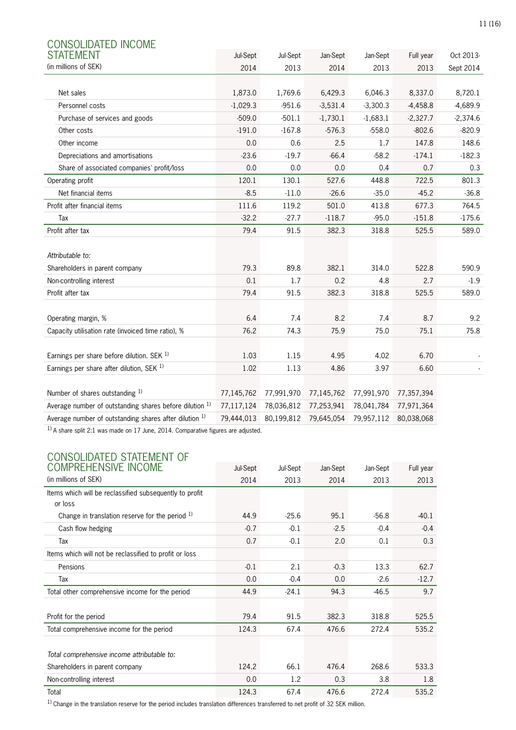## CONSOLIDATED INCOME STATEMENT

| (in millions of SEK) | Jul-Sept 2014 | Jul-Sept 2013 | Jan-Sept 2014 | Jan-Sept 2013 | Full year 2013 | Oct 2013-Sept 2014 |
|---|---|---|---|---|---|---|
| Net sales | 1,873.0 | 1,769.6 | 6,429.3 | 6,046.3 | 8,337.0 | 8,720.1 |
| Personnel costs | -1,029.3 | -951.6 | -3,531.4 | -3,300.3 | -4,458.8 | -4,689.9 |
| Purchase of services and goods | -509.0 | -501.1 | -1,730.1 | -1,683.1 | -2,327.7 | -2,374.6 |
| Other costs | -191.0 | -167.8 | -576.3 | -558.0 | -802.6 | -820.9 |
| Other income | 0.0 | 0.6 | 2.5 | 1.7 | 147.8 | 148.6 |
| Depreciations and amortisations | -23.6 | -19.7 | -66.4 | -58.2 | -174.1 | -182.3 |
| Share of associated companies' profit/loss | 0.0 | 0.0 | 0.0 | 0.4 | 0.7 | 0.3 |
| Operating profit | 120.1 | 130.1 | 527.6 | 448.8 | 722.5 | 801.3 |
| Net financial items | -8.5 | -11.0 | -26.6 | -35.0 | -45.2 | -36.8 |
| Profit after financial items | 111.6 | 119.2 | 501.0 | 413.8 | 677.3 | 764.5 |
| Tax | -32.2 | -27.7 | -118.7 | -95.0 | -151.8 | -175.6 |
| Profit after tax | 79.4 | 91.5 | 382.3 | 318.8 | 525.5 | 589.0 |
| | | | | | | |
| *Attributable to:* | | | | | | |
| Shareholders in parent company | 79.3 | 89.8 | 382.1 | 314.0 | 522.8 | 590.9 |
| Non-controlling interest | 0.1 | 1.7 | 0.2 | 4.8 | 2.7 | -1.9 |
| Profit after tax | 79.4 | 91.5 | 382.3 | 318.8 | 525.5 | 589.0 |
| | | | | | | |
| Operating margin, % | 6.4 | 7.4 | 8.2 | 7.4 | 8.7 | 9.2 |
| Capacity utilisation rate (invoiced time ratio), % | 76.2 | 74.3 | 75.9 | 75.0 | 75.1 | 75.8 |
| | | | | | | |
| Earnings per share before dilution. SEK [1] | 1.03 | 1.15 | 4.95 | 4.02 | 6.70 | - |
| Earnings per share after dilution, SEK [1] | 1.02 | 1.13 | 4.86 | 3.97 | 6.60 | - |
| | | | | | | |
| Number of shares outstanding [1] | 77,145,762 | 77,991,970 | 77,145,762 | 77,991,970 | 77,357,394 | |
| Average number of outstanding shares before dilution [1] | 77,117,124 | 78,036,812 | 77,253,941 | 78,041,784 | 77,971,364 | |
| Average number of outstanding shares after dilution [1] | 79,444,013 | 80,199,812 | 79,645,054 | 79,957,112 | 80,038,068 | |

[1] A share split 2:1 was made on 17 June, 2014. Comparative figures are adjusted.

## CONSOLIDATED STATEMENT OF COMPREHENSIVE INCOME

| (in millions of SEK) | Jul-Sept 2014 | Jul-Sept 2013 | Jan-Sept 2014 | Jan-Sept 2013 | Full year 2013 |
|---|---|---|---|---|---|
| Items which will be reclassified subsequently to profit or loss | | | | | |
| Change in translation reserve for the period [1] | 44.9 | -25.6 | 95.1 | -56.8 | -40.1 |
| Cash flow hedging | -0.7 | -0.1 | -2.5 | -0.4 | -0.4 |
| Tax | 0.7 | -0.1 | 2.0 | 0.1 | 0.3 |
| Items which will not be reclassified to profit or loss | | | | | |
| Pensions | -0.1 | 2.1 | -0.3 | 13.3 | 62.7 |
| Tax | 0.0 | -0.4 | 0.0 | -2.6 | -12.7 |
| Total other comprehensive income for the period | 44.9 | -24.1 | 94.3 | -46.5 | 9.7 |
| | | | | | |
| Profit for the period | 79.4 | 91.5 | 382.3 | 318.8 | 525.5 |
| Total comprehensive income for the period | 124.3 | 67.4 | 476.6 | 272.4 | 535.2 |
| | | | | | |
| *Total comprehensive income attributable to:* | | | | | |
| Shareholders in parent company | 124.2 | 66.1 | 476.4 | 268.6 | 533.3 |
| Non-controlling interest | 0.0 | 1.2 | 0.3 | 3.8 | 1.8 |
| Total | 124.3 | 67.4 | 476.6 | 272.4 | 535.2 |

[1] Change in the translation reserve for the period includes translation differences transferred to net profit of 32 SEK million.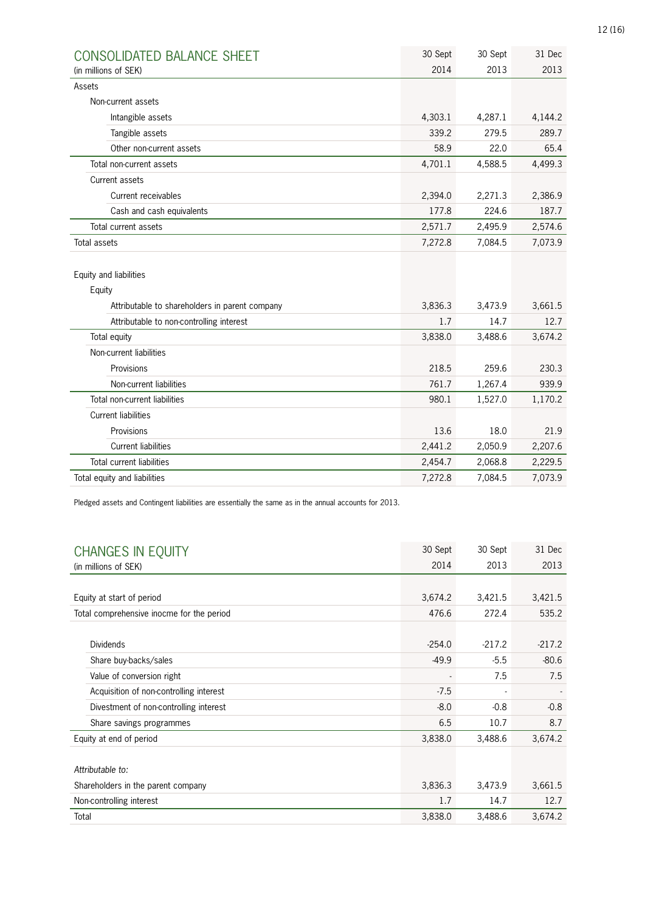## CONSOLIDATED BALANCE SHEET

| (in millions of SEK) | 30 Sept 2014 | 30 Sept 2013 | 31 Dec 2013 |
|---|---|---|---|
| Assets | | | |
| Non-current assets | | | |
| Intangible assets | 4,303.1 | 4,287.1 | 4,144.2 |
| Tangible assets | 339.2 | 279.5 | 289.7 |
| Other non-current assets | 58.9 | 22.0 | 65.4 |
| Total non-current assets | 4,701.1 | 4,588.5 | 4,499.3 |
| Current assets | | | |
| Current receivables | 2,394.0 | 2,271.3 | 2,386.9 |
| Cash and cash equivalents | 177.8 | 224.6 | 187.7 |
| Total current assets | 2,571.7 | 2,495.9 | 2,574.6 |
| Total assets | 7,272.8 | 7,084.5 | 7,073.9 |
| | | | |
| Equity and liabilities | | | |
| Equity | | | |
| Attributable to shareholders in parent company | 3,836.3 | 3,473.9 | 3,661.5 |
| Attributable to non-controlling interest | 1.7 | 14.7 | 12.7 |
| Total equity | 3,838.0 | 3,488.6 | 3,674.2 |
| Non-current liabilities | | | |
| Provisions | 218.5 | 259.6 | 230.3 |
| Non-current liabilities | 761.7 | 1,267.4 | 939.9 |
| Total non-current liabilities | 980.1 | 1,527.0 | 1,170.2 |
| Current liabilities | | | |
| Provisions | 13.6 | 18.0 | 21.9 |
| Current liabilities | 2,441.2 | 2,050.9 | 2,207.6 |
| Total current liabilities | 2,454.7 | 2,068.8 | 2,229.5 |
| Total equity and liabilities | 7,272.8 | 7,084.5 | 7,073.9 |

Pledged assets and Contingent liabilities are essentially the same as in the annual accounts for 2013.

## CHANGES IN EQUITY

| (in millions of SEK) | 30 Sept 2014 | 30 Sept 2013 | 31 Dec 2013 |
|---|---|---|---|
| Equity at start of period | 3,674.2 | 3,421.5 | 3,421.5 |
| Total comprehensive inocme for the period | 476.6 | 272.4 | 535.2 |
| | | | |
| Dividends | -254.0 | -217.2 | -217.2 |
| Share buy-backs/sales | -49.9 | -5.5 | -80.6 |
| Value of conversion right | - | 7.5 | 7.5 |
| Acquisition of non-controlling interest | -7.5 | - | - |
| Divestment of non-controlling interest | -8.0 | -0.8 | -0.8 |
| Share savings programmes | 6.5 | 10.7 | 8.7 |
| Equity at end of period | 3,838.0 | 3,488.6 | 3,674.2 |
| | | | |
| *Attributable to:* | | | |
| Shareholders in the parent company | 3,836.3 | 3,473.9 | 3,661.5 |
| Non-controlling interest | 1.7 | 14.7 | 12.7 |
| Total | 3,838.0 | 3,488.6 | 3,674.2 |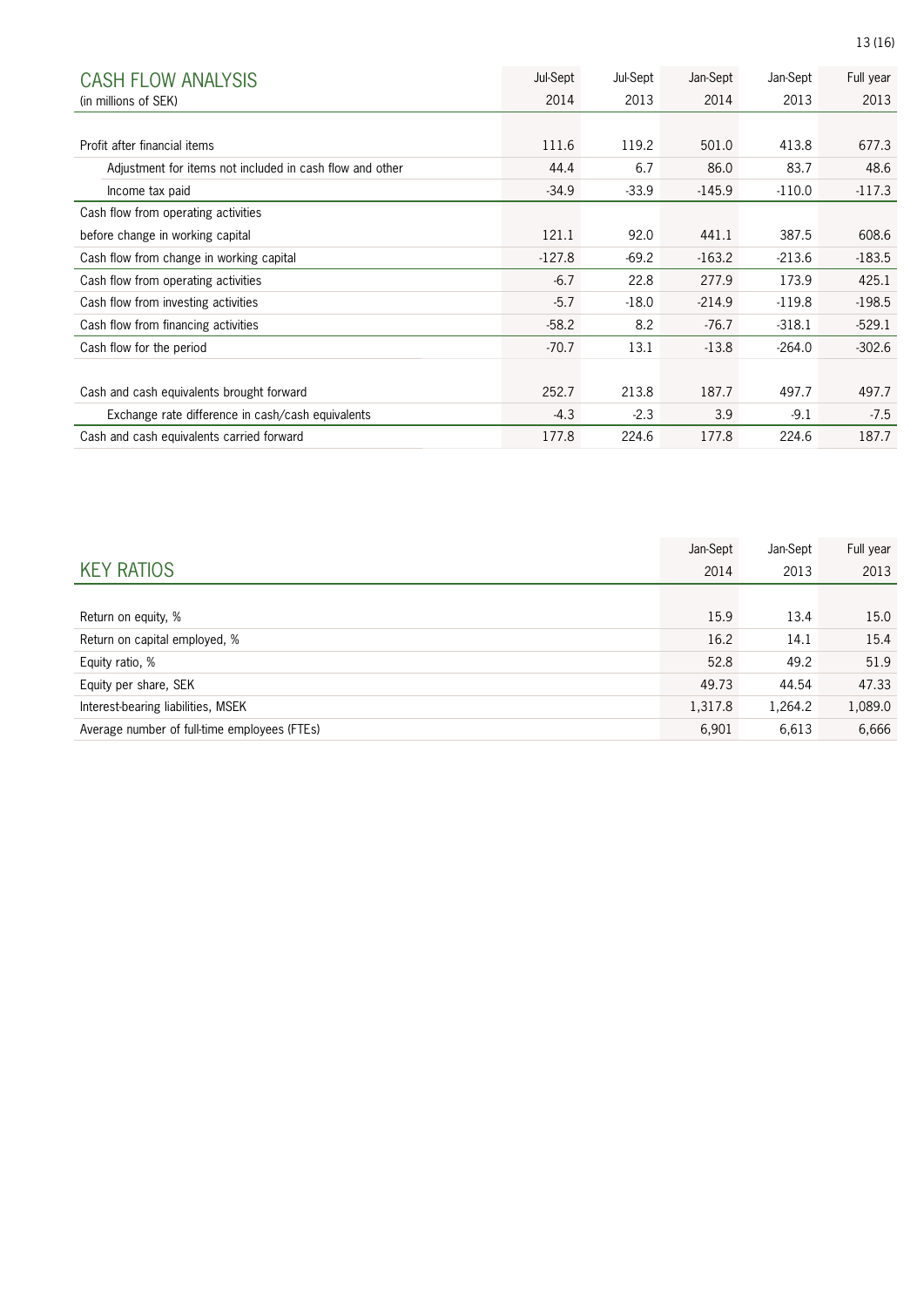## CASH FLOW ANALYSIS

| (in millions of SEK) | Jul-Sept 2014 | Jul-Sept 2013 | Jan-Sept 2014 | Jan-Sept 2013 | Full year 2013 |
|---|---|---|---|---|---|
| Profit after financial items | 111.6 | 119.2 | 501.0 | 413.8 | 677.3 |
| Adjustment for items not included in cash flow and other | 44.4 | 6.7 | 86.0 | 83.7 | 48.6 |
| Income tax paid | -34.9 | -33.9 | -145.9 | -110.0 | -117.3 |
| Cash flow from operating activities before change in working capital | 121.1 | 92.0 | 441.1 | 387.5 | 608.6 |
| Cash flow from change in working capital | -127.8 | -69.2 | -163.2 | -213.6 | -183.5 |
| Cash flow from operating activities | -6.7 | 22.8 | 277.9 | 173.9 | 425.1 |
| Cash flow from investing activities | -5.7 | -18.0 | -214.9 | -119.8 | -198.5 |
| Cash flow from financing activities | -58.2 | 8.2 | -76.7 | -318.1 | -529.1 |
| Cash flow for the period | -70.7 | 13.1 | -13.8 | -264.0 | -302.6 |
| | | | | | |
| Cash and cash equivalents brought forward | 252.7 | 213.8 | 187.7 | 497.7 | 497.7 |
| Exchange rate difference in cash/cash equivalents | -4.3 | -2.3 | 3.9 | -9.1 | -7.5 |
| Cash and cash equivalents carried forward | 177.8 | 224.6 | 177.8 | 224.6 | 187.7 |

## KEY RATIOS

| | Jan-Sept 2014 | Jan-Sept 2013 | Full year 2013 |
|---|---|---|---|
| Return on equity, % | 15.9 | 13.4 | 15.0 |
| Return on capital employed, % | 16.2 | 14.1 | 15.4 |
| Equity ratio, % | 52.8 | 49.2 | 51.9 |
| Equity per share, SEK | 49.73 | 44.54 | 47.33 |
| Interest-bearing liabilities, MSEK | 1,317.8 | 1,264.2 | 1,089.0 |
| Average number of full-time employees (FTEs) | 6,901 | 6,613 | 6,666 |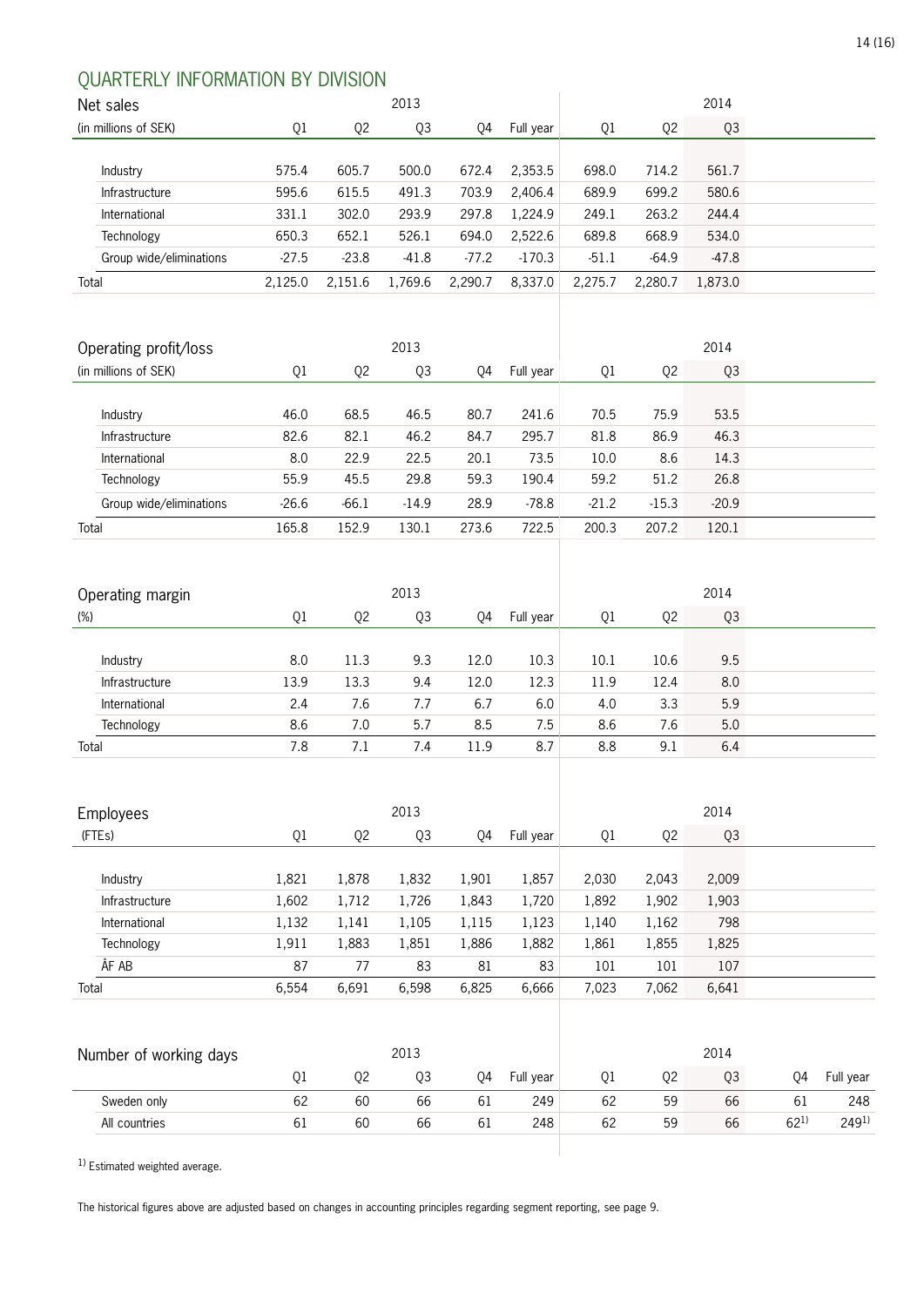## QUARTERLY INFORMATION BY DIVISION

| Net sales | 2013 | | | | | 2014 | | |
|---|---|---|---|---|---|---|---|---|
| (in millions of SEK) | Q1 | Q2 | Q3 | Q4 | Full year | Q1 | Q2 | Q3 |
| Industry | 575.4 | 605.7 | 500.0 | 672.4 | 2,353.5 | 698.0 | 714.2 | 561.7 |
| Infrastructure | 595.6 | 615.5 | 491.3 | 703.9 | 2,406.4 | 689.9 | 699.2 | 580.6 |
| International | 331.1 | 302.0 | 293.9 | 297.8 | 1,224.9 | 249.1 | 263.2 | 244.4 |
| Technology | 650.3 | 652.1 | 526.1 | 694.0 | 2,522.6 | 689.8 | 668.9 | 534.0 |
| Group wide/eliminations | -27.5 | -23.8 | -41.8 | -77.2 | -170.3 | -51.1 | -64.9 | -47.8 |
| Total | 2,125.0 | 2,151.6 | 1,769.6 | 2,290.7 | 8,337.0 | 2,275.7 | 2,280.7 | 1,873.0 |

| Operating profit/loss | 2013 | | | | | 2014 | | |
|---|---|---|---|---|---|---|---|---|
| (in millions of SEK) | Q1 | Q2 | Q3 | Q4 | Full year | Q1 | Q2 | Q3 |
| Industry | 46.0 | 68.5 | 46.5 | 80.7 | 241.6 | 70.5 | 75.9 | 53.5 |
| Infrastructure | 82.6 | 82.1 | 46.2 | 84.7 | 295.7 | 81.8 | 86.9 | 46.3 |
| International | 8.0 | 22.9 | 22.5 | 20.1 | 73.5 | 10.0 | 8.6 | 14.3 |
| Technology | 55.9 | 45.5 | 29.8 | 59.3 | 190.4 | 59.2 | 51.2 | 26.8 |
| Group wide/eliminations | -26.6 | -66.1 | -14.9 | 28.9 | -78.8 | -21.2 | -15.3 | -20.9 |
| Total | 165.8 | 152.9 | 130.1 | 273.6 | 722.5 | 200.3 | 207.2 | 120.1 |

| Operating margin | 2013 | | | | | 2014 | | |
|---|---|---|---|---|---|---|---|---|
| (%) | Q1 | Q2 | Q3 | Q4 | Full year | Q1 | Q2 | Q3 |
| Industry | 8.0 | 11.3 | 9.3 | 12.0 | 10.3 | 10.1 | 10.6 | 9.5 |
| Infrastructure | 13.9 | 13.3 | 9.4 | 12.0 | 12.3 | 11.9 | 12.4 | 8.0 |
| International | 2.4 | 7.6 | 7.7 | 6.7 | 6.0 | 4.0 | 3.3 | 5.9 |
| Technology | 8.6 | 7.0 | 5.7 | 8.5 | 7.5 | 8.6 | 7.6 | 5.0 |
| Total | 7.8 | 7.1 | 7.4 | 11.9 | 8.7 | 8.8 | 9.1 | 6.4 |

| Employees | 2013 | | | | | 2014 | | |
|---|---|---|---|---|---|---|---|---|
| (FTEs) | Q1 | Q2 | Q3 | Q4 | Full year | Q1 | Q2 | Q3 |
| Industry | 1,821 | 1,878 | 1,832 | 1,901 | 1,857 | 2,030 | 2,043 | 2,009 |
| Infrastructure | 1,602 | 1,712 | 1,726 | 1,843 | 1,720 | 1,892 | 1,902 | 1,903 |
| International | 1,132 | 1,141 | 1,105 | 1,115 | 1,123 | 1,140 | 1,162 | 798 |
| Technology | 1,911 | 1,883 | 1,851 | 1,886 | 1,882 | 1,861 | 1,855 | 1,825 |
| ÅF AB | 87 | 77 | 83 | 81 | 83 | 101 | 101 | 107 |
| Total | 6,554 | 6,691 | 6,598 | 6,825 | 6,666 | 7,023 | 7,062 | 6,641 |

| Number of working days | 2013 | | | | | 2014 | | | | |
|---|---|---|---|---|---|---|---|---|---|---|
| | Q1 | Q2 | Q3 | Q4 | Full year | Q1 | Q2 | Q3 | Q4 | Full year |
| Sweden only | 62 | 60 | 66 | 61 | 249 | 62 | 59 | 66 | 61 | 248 |
| All countries | 61 | 60 | 66 | 61 | 248 | 62 | 59 | 66 | 62[1)] | 249[1)] |

[1)] Estimated weighted average.

The historical figures above are adjusted based on changes in accounting principles regarding segment reporting, see page 9.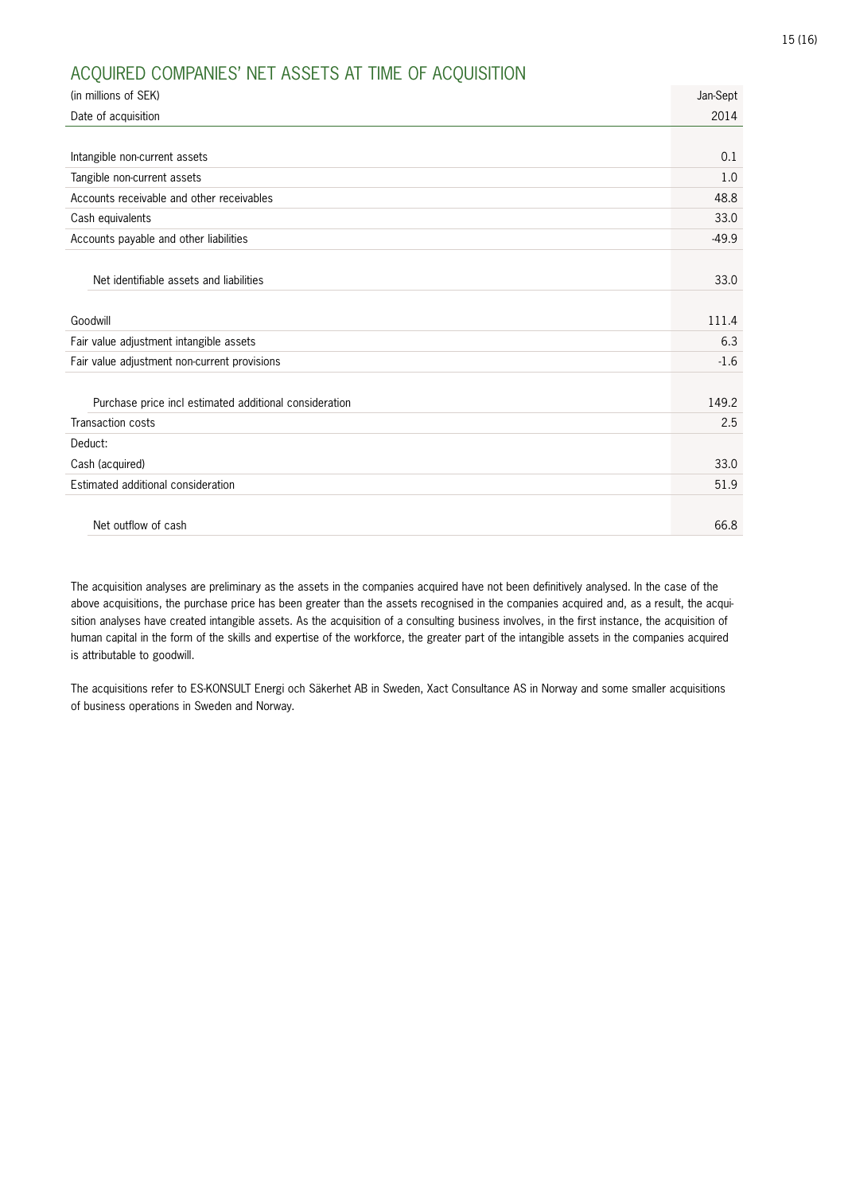## ACQUIRED COMPANIES' NET ASSETS AT TIME OF ACQUISITION

| (in millions of SEK) | Jan-Sept |
|---|---|
| Date of acquisition | 2014 |
| | |
| Intangible non-current assets | 0.1 |
| Tangible non-current assets | 1.0 |
| Accounts receivable and other receivables | 48.8 |
| Cash equivalents | 33.0 |
| Accounts payable and other liabilities | -49.9 |
| | |
| Net identifiable assets and liabilities | 33.0 |
| | |
| Goodwill | 111.4 |
| Fair value adjustment intangible assets | 6.3 |
| Fair value adjustment non-current provisions | -1.6 |
| | |
| Purchase price incl estimated additional consideration | 149.2 |
| Transaction costs | 2.5 |
| Deduct: | |
| Cash (acquired) | 33.0 |
| Estimated additional consideration | 51.9 |
| | |
| Net outflow of cash | 66.8 |

The acquisition analyses are preliminary as the assets in the companies acquired have not been definitively analysed. In the case of the above acquisitions, the purchase price has been greater than the assets recognised in the companies acquired and, as a result, the acquisition analyses have created intangible assets. As the acquisition of a consulting business involves, in the first instance, the acquisition of human capital in the form of the skills and expertise of the workforce, the greater part of the intangible assets in the companies acquired is attributable to goodwill.

The acquisitions refer to ES-KONSULT Energi och Säkerhet AB in Sweden, Xact Consultance AS in Norway and some smaller acquisitions of business operations in Sweden and Norway.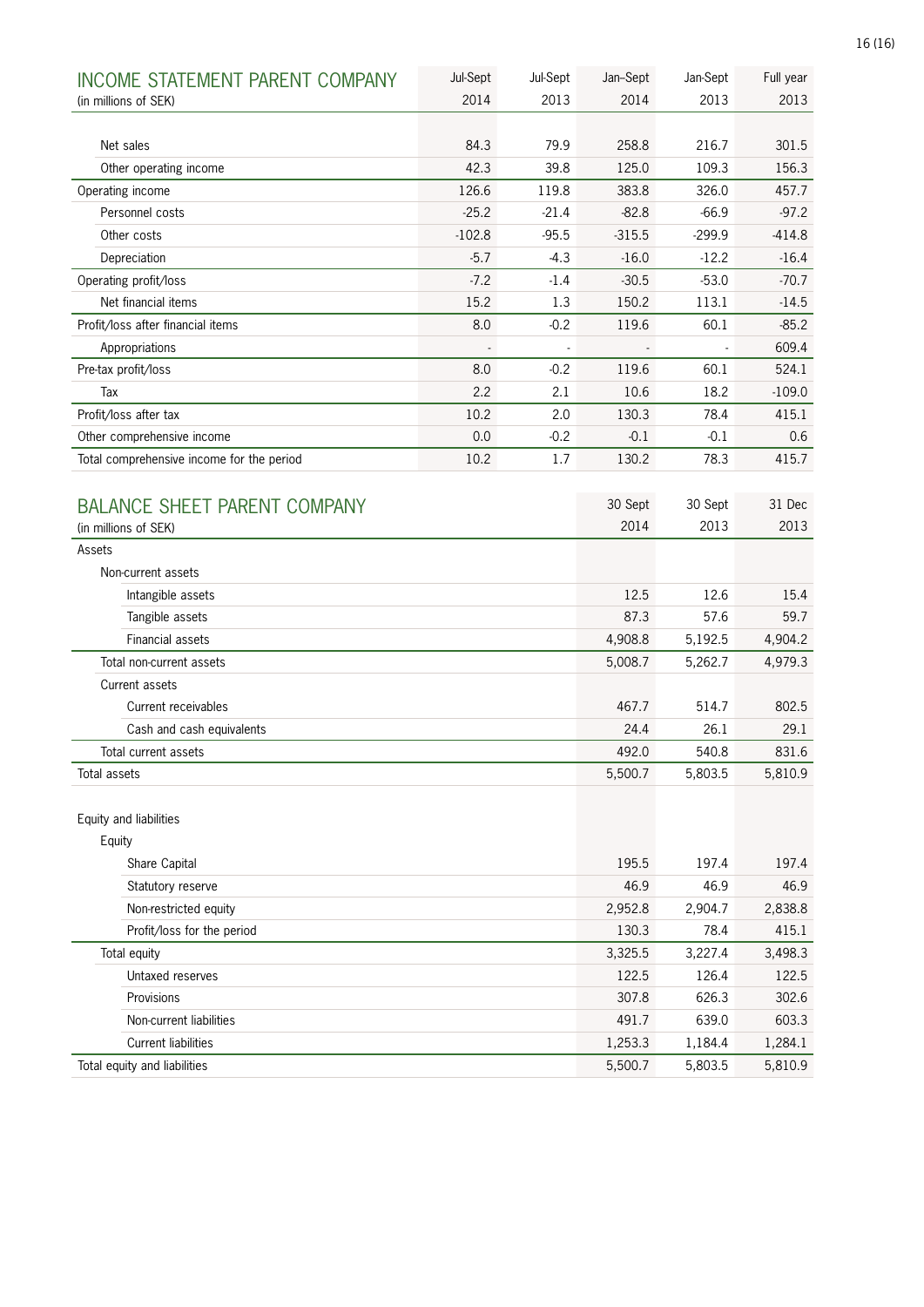## INCOME STATEMENT PARENT COMPANY

(in millions of SEK)

| | Jul-Sept 2014 | Jul-Sept 2013 | Jan–Sept 2014 | Jan-Sept 2013 | Full year 2013 |
|---|---|---|---|---|---|
| Net sales | 84.3 | 79.9 | 258.8 | 216.7 | 301.5 |
| Other operating income | 42.3 | 39.8 | 125.0 | 109.3 | 156.3 |
| Operating income | 126.6 | 119.8 | 383.8 | 326.0 | 457.7 |
| Personnel costs | -25.2 | -21.4 | -82.8 | -66.9 | -97.2 |
| Other costs | -102.8 | -95.5 | -315.5 | -299.9 | -414.8 |
| Depreciation | -5.7 | -4.3 | -16.0 | -12.2 | -16.4 |
| Operating profit/loss | -7.2 | -1.4 | -30.5 | -53.0 | -70.7 |
| Net financial items | 15.2 | 1.3 | 150.2 | 113.1 | -14.5 |
| Profit/loss after financial items | 8.0 | -0.2 | 119.6 | 60.1 | -85.2 |
| Appropriations | - | - | - | - | 609.4 |
| Pre-tax profit/loss | 8.0 | -0.2 | 119.6 | 60.1 | 524.1 |
| Tax | 2.2 | 2.1 | 10.6 | 18.2 | -109.0 |
| Profit/loss after tax | 10.2 | 2.0 | 130.3 | 78.4 | 415.1 |
| Other comprehensive income | 0.0 | -0.2 | -0.1 | -0.1 | 0.6 |
| Total comprehensive income for the period | 10.2 | 1.7 | 130.2 | 78.3 | 415.7 |

## BALANCE SHEET PARENT COMPANY

(in millions of SEK)

| | 30 Sept 2014 | 30 Sept 2013 | 31 Dec 2013 |
|---|---|---|---|
| Assets | | | |
| Non-current assets | | | |
| Intangible assets | 12.5 | 12.6 | 15.4 |
| Tangible assets | 87.3 | 57.6 | 59.7 |
| Financial assets | 4,908.8 | 5,192.5 | 4,904.2 |
| Total non-current assets | 5,008.7 | 5,262.7 | 4,979.3 |
| Current assets | | | |
| Current receivables | 467.7 | 514.7 | 802.5 |
| Cash and cash equivalents | 24.4 | 26.1 | 29.1 |
| Total current assets | 492.0 | 540.8 | 831.6 |
| Total assets | 5,500.7 | 5,803.5 | 5,810.9 |
| | | | |
| Equity and liabilities | | | |
| Equity | | | |
| Share Capital | 195.5 | 197.4 | 197.4 |
| Statutory reserve | 46.9 | 46.9 | 46.9 |
| Non-restricted equity | 2,952.8 | 2,904.7 | 2,838.8 |
| Profit/loss for the period | 130.3 | 78.4 | 415.1 |
| Total equity | 3,325.5 | 3,227.4 | 3,498.3 |
| Untaxed reserves | 122.5 | 126.4 | 122.5 |
| Provisions | 307.8 | 626.3 | 302.6 |
| Non-current liabilities | 491.7 | 639.0 | 603.3 |
| Current liabilities | 1,253.3 | 1,184.4 | 1,284.1 |
| Total equity and liabilities | 5,500.7 | 5,803.5 | 5,810.9 |